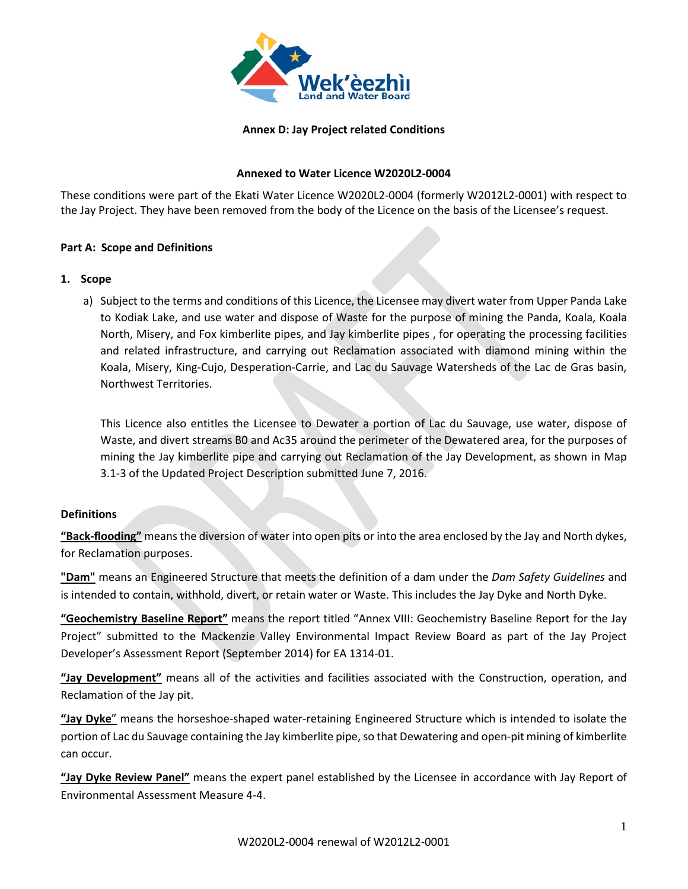**Annex D: Jay Project related Conditions**

**Annexed to Water Licence W2020L2-0004**

These conditions were part of the Ekati Water Licence W2020L2-0004 (formerly W2012L2-0001) with respect to the Jay Project. They have been removed from the body of the Licence on the basis of the Licensee's request.

## Part A: Scope and Definitions

### 1. Scope

a) Subject to the terms and conditions of this Licence, the Licensee may divert water from Upper Panda Lake to Kodiak Lake, and use water and dispose of Waste for the purpose of mining the Panda, Koala, Koala North, Misery, and Fox kimberlite pipes, and Jay kimberlite pipes , for operating the processing facilities and related infrastructure, and carrying out Reclamation associated with diamond mining within the Koala, Misery, King-Cujo, Desperation-Carrie, and Lac du Sauvage Watersheds of the Lac de Gras basin, Northwest Territories.

This Licence also entitles the Licensee to Dewater a portion of Lac du Sauvage, use water, dispose of Waste, and divert streams B0 and Ac35 around the perimeter of the Dewatered area, for the purposes of mining the Jay kimberlite pipe and carrying out Reclamation of the Jay Development, as shown in Map 3.1-3 of the Updated Project Description submitted June 7, 2016.

### Definitions

**"Back-flooding"** means the diversion of water into open pits or into the area enclosed by the Jay and North dykes, for Reclamation purposes.

**"Dam"** means an Engineered Structure that meets the definition of a dam under the *Dam Safety Guidelines* and is intended to contain, withhold, divert, or retain water or Waste. This includes the Jay Dyke and North Dyke.

**"Geochemistry Baseline Report"** means the report titled "Annex VIII: Geochemistry Baseline Report for the Jay Project" submitted to the Mackenzie Valley Environmental Impact Review Board as part of the Jay Project Developer's Assessment Report (September 2014) for EA 1314-01.

**"Jay Development"** means all of the activities and facilities associated with the Construction, operation, and Reclamation of the Jay pit.

**"Jay Dyke"** means the horseshoe-shaped water-retaining Engineered Structure which is intended to isolate the portion of Lac du Sauvage containing the Jay kimberlite pipe, so that Dewatering and open-pit mining of kimberlite can occur.

**"Jay Dyke Review Panel"** means the expert panel established by the Licensee in accordance with Jay Report of Environmental Assessment Measure 4-4.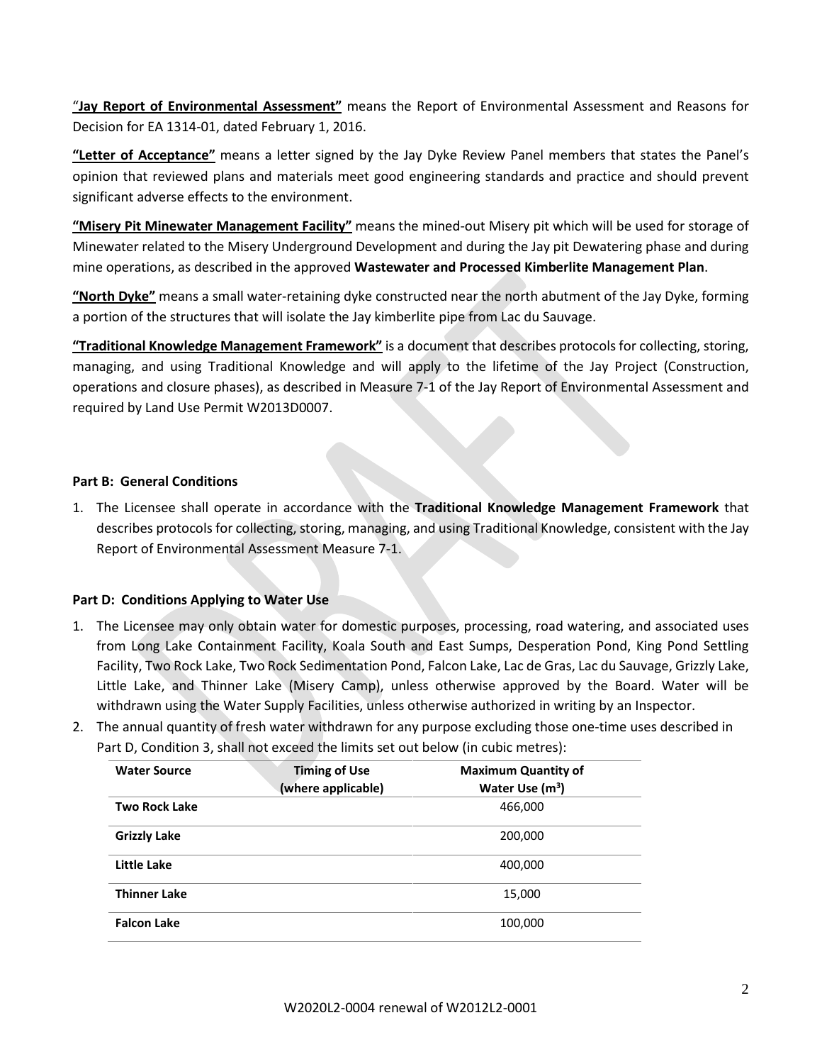"**Jay Report of Environmental Assessment"** means the Report of Environmental Assessment and Reasons for Decision for EA 1314-01, dated February 1, 2016.

**"Letter of Acceptance"** means a letter signed by the Jay Dyke Review Panel members that states the Panel's opinion that reviewed plans and materials meet good engineering standards and practice and should prevent significant adverse effects to the environment.

**"Misery Pit Minewater Management Facility"** means the mined-out Misery pit which will be used for storage of Minewater related to the Misery Underground Development and during the Jay pit Dewatering phase and during mine operations, as described in the approved **Wastewater and Processed Kimberlite Management Plan**.

**"North Dyke"** means a small water-retaining dyke constructed near the north abutment of the Jay Dyke, forming a portion of the structures that will isolate the Jay kimberlite pipe from Lac du Sauvage.

**"Traditional Knowledge Management Framework"** is a document that describes protocols for collecting, storing, managing, and using Traditional Knowledge and will apply to the lifetime of the Jay Project (Construction, operations and closure phases), as described in Measure 7-1 of the Jay Report of Environmental Assessment and required by Land Use Permit W2013D0007.

**Part B: General Conditions**

1. The Licensee shall operate in accordance with the **Traditional Knowledge Management Framework** that describes protocols for collecting, storing, managing, and using Traditional Knowledge, consistent with the Jay Report of Environmental Assessment Measure 7-1.

**Part D: Conditions Applying to Water Use**

1. The Licensee may only obtain water for domestic purposes, processing, road watering, and associated uses from Long Lake Containment Facility, Koala South and East Sumps, Desperation Pond, King Pond Settling Facility, Two Rock Lake, Two Rock Sedimentation Pond, Falcon Lake, Lac de Gras, Lac du Sauvage, Grizzly Lake, Little Lake, and Thinner Lake (Misery Camp), unless otherwise approved by the Board. Water will be withdrawn using the Water Supply Facilities, unless otherwise authorized in writing by an Inspector.
2. The annual quantity of fresh water withdrawn for any purpose excluding those one-time uses described in Part D, Condition 3, shall not exceed the limits set out below (in cubic metres):

| Water Source | Timing of Use (where applicable) | Maximum Quantity of Water Use ($m^3$) |
|---|---|---|
| **Two Rock Lake** | | 466,000 |
| **Grizzly Lake** | | 200,000 |
| **Little Lake** | | 400,000 |
| **Thinner Lake** | | 15,000 |
| **Falcon Lake** | | 100,000 |

W2020L2-0004 renewal of W2012L2-0001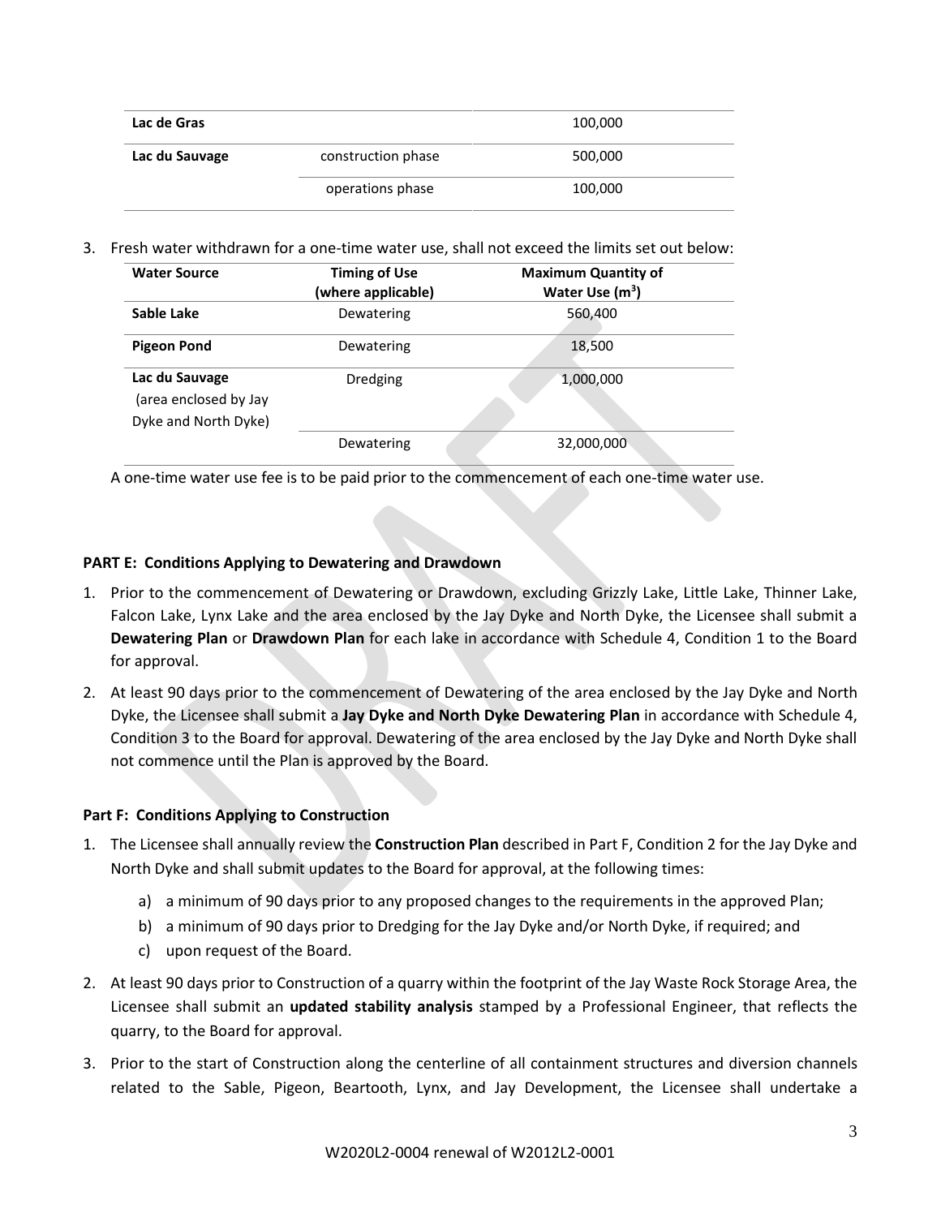| | | |
|---|---|---|
| **Lac de Gras** | | 100,000 |
| **Lac du Sauvage** | construction phase | 500,000 |
| | operations phase | 100,000 |

3. Fresh water withdrawn for a one-time water use, shall not exceed the limits set out below:

| Water Source | Timing of Use (where applicable) | Maximum Quantity of Water Use ($m^3$) |
|---|---|---|
| **Sable Lake** | Dewatering | 560,400 |
| **Pigeon Pond** | Dewatering | 18,500 |
| **Lac du Sauvage** (area enclosed by Jay Dyke and North Dyke) | Dredging | 1,000,000 |
| | Dewatering | 32,000,000 |

A one-time water use fee is to be paid prior to the commencement of each one-time water use.

### PART E: Conditions Applying to Dewatering and Drawdown

1. Prior to the commencement of Dewatering or Drawdown, excluding Grizzly Lake, Little Lake, Thinner Lake, Falcon Lake, Lynx Lake and the area enclosed by the Jay Dyke and North Dyke, the Licensee shall submit a **Dewatering Plan** or **Drawdown Plan** for each lake in accordance with Schedule 4, Condition 1 to the Board for approval.
2. At least 90 days prior to the commencement of Dewatering of the area enclosed by the Jay Dyke and North Dyke, the Licensee shall submit a **Jay Dyke and North Dyke Dewatering Plan** in accordance with Schedule 4, Condition 3 to the Board for approval. Dewatering of the area enclosed by the Jay Dyke and North Dyke shall not commence until the Plan is approved by the Board.

### Part F: Conditions Applying to Construction

1. The Licensee shall annually review the **Construction Plan** described in Part F, Condition 2 for the Jay Dyke and North Dyke and shall submit updates to the Board for approval, at the following times:
   a) a minimum of 90 days prior to any proposed changes to the requirements in the approved Plan;
   b) a minimum of 90 days prior to Dredging for the Jay Dyke and/or North Dyke, if required; and
   c) upon request of the Board.
2. At least 90 days prior to Construction of a quarry within the footprint of the Jay Waste Rock Storage Area, the Licensee shall submit an **updated stability analysis** stamped by a Professional Engineer, that reflects the quarry, to the Board for approval.
3. Prior to the start of Construction along the centerline of all containment structures and diversion channels related to the Sable, Pigeon, Beartooth, Lynx, and Jay Development, the Licensee shall undertake a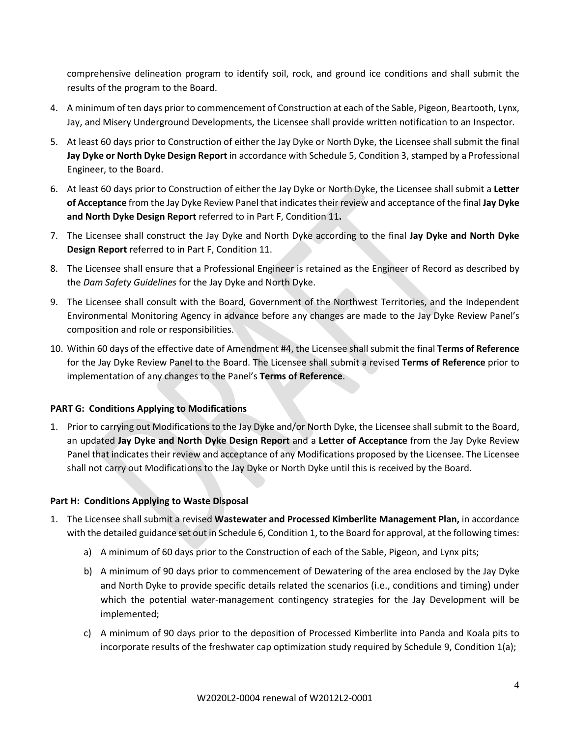comprehensive delineation program to identify soil, rock, and ground ice conditions and shall submit the results of the program to the Board.

4. A minimum of ten days prior to commencement of Construction at each of the Sable, Pigeon, Beartooth, Lynx, Jay, and Misery Underground Developments, the Licensee shall provide written notification to an Inspector.
5. At least 60 days prior to Construction of either the Jay Dyke or North Dyke, the Licensee shall submit the final **Jay Dyke or North Dyke Design Report** in accordance with Schedule 5, Condition 3, stamped by a Professional Engineer, to the Board.
6. At least 60 days prior to Construction of either the Jay Dyke or North Dyke, the Licensee shall submit a **Letter of Acceptance** from the Jay Dyke Review Panel that indicates their review and acceptance of the final **Jay Dyke and North Dyke Design Report** referred to in Part F, Condition 11**.**
7. The Licensee shall construct the Jay Dyke and North Dyke according to the final **Jay Dyke and North Dyke Design Report** referred to in Part F, Condition 11.
8. The Licensee shall ensure that a Professional Engineer is retained as the Engineer of Record as described by the *Dam Safety Guidelines* for the Jay Dyke and North Dyke.
9. The Licensee shall consult with the Board, Government of the Northwest Territories, and the Independent Environmental Monitoring Agency in advance before any changes are made to the Jay Dyke Review Panel's composition and role or responsibilities.
10. Within 60 days of the effective date of Amendment #4, the Licensee shall submit the final **Terms of Reference** for the Jay Dyke Review Panel to the Board. The Licensee shall submit a revised **Terms of Reference** prior to implementation of any changes to the Panel's **Terms of Reference**.

**PART G: Conditions Applying to Modifications**

1. Prior to carrying out Modifications to the Jay Dyke and/or North Dyke, the Licensee shall submit to the Board, an updated **Jay Dyke and North Dyke Design Report** and a **Letter of Acceptance** from the Jay Dyke Review Panel that indicates their review and acceptance of any Modifications proposed by the Licensee. The Licensee shall not carry out Modifications to the Jay Dyke or North Dyke until this is received by the Board.

**Part H: Conditions Applying to Waste Disposal**

1. The Licensee shall submit a revised **Wastewater and Processed Kimberlite Management Plan,** in accordance with the detailed guidance set out in Schedule 6, Condition 1, to the Board for approval, at the following times:
    a) A minimum of 60 days prior to the Construction of each of the Sable, Pigeon, and Lynx pits;
    b) A minimum of 90 days prior to commencement of Dewatering of the area enclosed by the Jay Dyke and North Dyke to provide specific details related the scenarios (i.e., conditions and timing) under which the potential water-management contingency strategies for the Jay Development will be implemented;
    c) A minimum of 90 days prior to the deposition of Processed Kimberlite into Panda and Koala pits to incorporate results of the freshwater cap optimization study required by Schedule 9, Condition 1(a);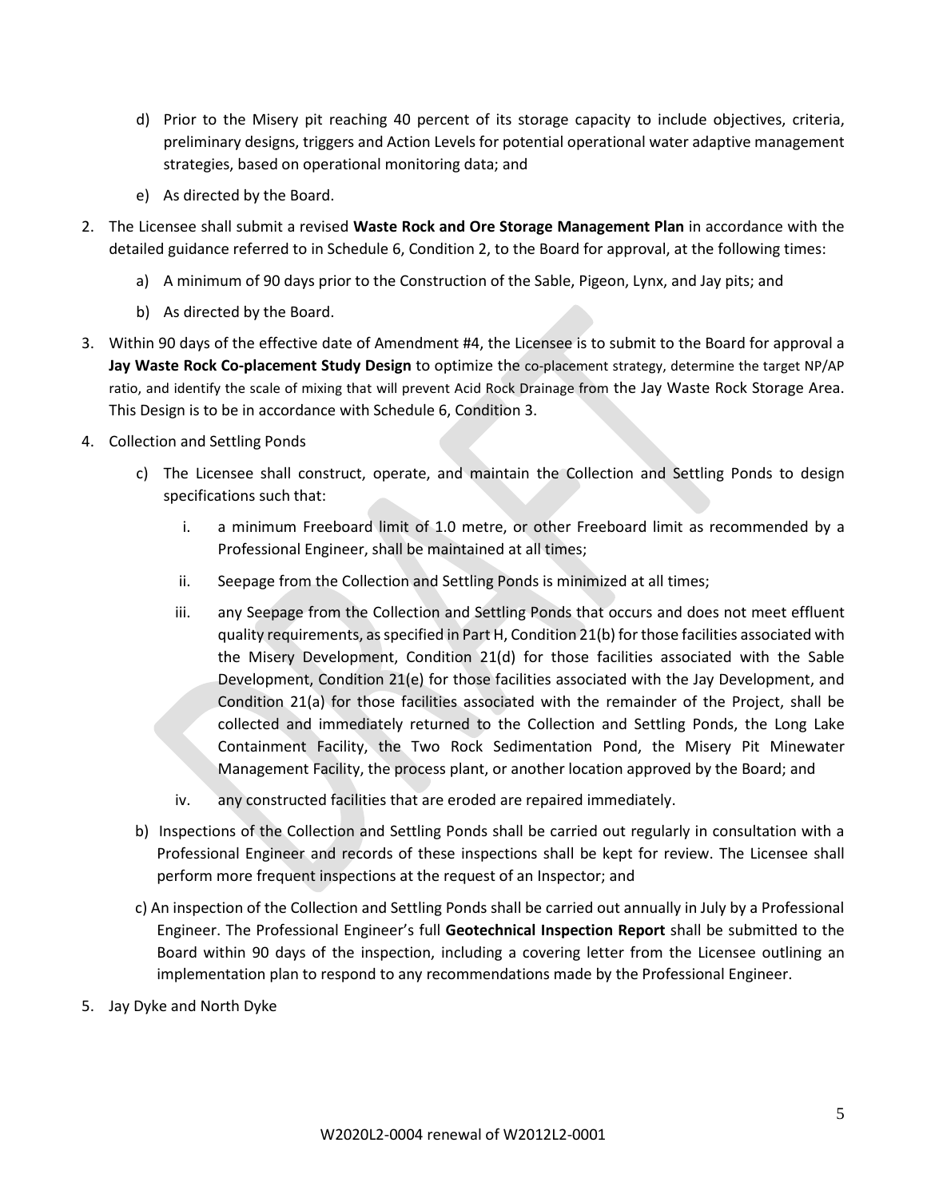d) Prior to the Misery pit reaching 40 percent of its storage capacity to include objectives, criteria, preliminary designs, triggers and Action Levels for potential operational water adaptive management strategies, based on operational monitoring data; and

e) As directed by the Board.

2. The Licensee shall submit a revised **Waste Rock and Ore Storage Management Plan** in accordance with the detailed guidance referred to in Schedule 6, Condition 2, to the Board for approval, at the following times:

   a) A minimum of 90 days prior to the Construction of the Sable, Pigeon, Lynx, and Jay pits; and

   b) As directed by the Board.

3. Within 90 days of the effective date of Amendment #4, the Licensee is to submit to the Board for approval a **Jay Waste Rock Co-placement Study Design** to optimize the co-placement strategy, determine the target NP/AP ratio, and identify the scale of mixing that will prevent Acid Rock Drainage from the Jay Waste Rock Storage Area. This Design is to be in accordance with Schedule 6, Condition 3.

4. Collection and Settling Ponds

   c) The Licensee shall construct, operate, and maintain the Collection and Settling Ponds to design specifications such that:

      i. a minimum Freeboard limit of 1.0 metre, or other Freeboard limit as recommended by a Professional Engineer, shall be maintained at all times;

      ii. Seepage from the Collection and Settling Ponds is minimized at all times;

      iii. any Seepage from the Collection and Settling Ponds that occurs and does not meet effluent quality requirements, as specified in Part H, Condition 21(b) for those facilities associated with the Misery Development, Condition 21(d) for those facilities associated with the Sable Development, Condition 21(e) for those facilities associated with the Jay Development, and Condition 21(a) for those facilities associated with the remainder of the Project, shall be collected and immediately returned to the Collection and Settling Ponds, the Long Lake Containment Facility, the Two Rock Sedimentation Pond, the Misery Pit Minewater Management Facility, the process plant, or another location approved by the Board; and

      iv. any constructed facilities that are eroded are repaired immediately.

   b) Inspections of the Collection and Settling Ponds shall be carried out regularly in consultation with a Professional Engineer and records of these inspections shall be kept for review. The Licensee shall perform more frequent inspections at the request of an Inspector; and

   c) An inspection of the Collection and Settling Ponds shall be carried out annually in July by a Professional Engineer. The Professional Engineer's full **Geotechnical Inspection Report** shall be submitted to the Board within 90 days of the inspection, including a covering letter from the Licensee outlining an implementation plan to respond to any recommendations made by the Professional Engineer.

5. Jay Dyke and North Dyke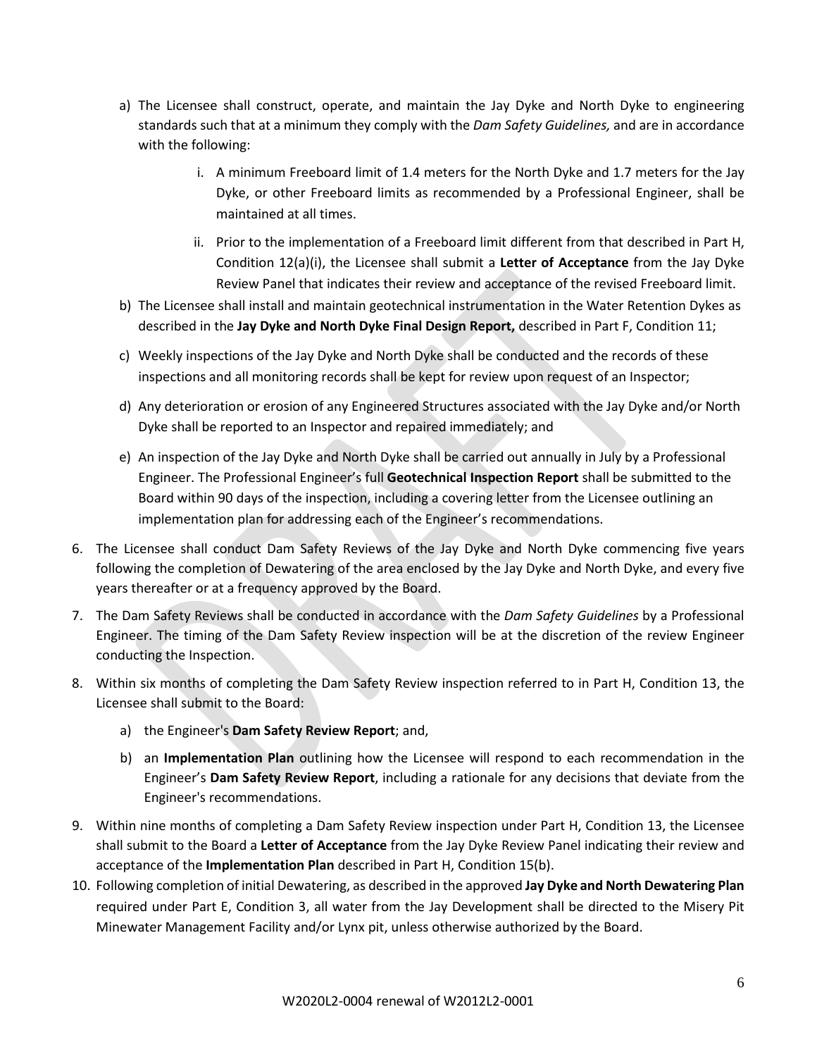a) The Licensee shall construct, operate, and maintain the Jay Dyke and North Dyke to engineering standards such that at a minimum they comply with the *Dam Safety Guidelines,* and are in accordance with the following:

   i. A minimum Freeboard limit of 1.4 meters for the North Dyke and 1.7 meters for the Jay Dyke, or other Freeboard limits as recommended by a Professional Engineer, shall be maintained at all times.

   ii. Prior to the implementation of a Freeboard limit different from that described in Part H, Condition 12(a)(i), the Licensee shall submit a **Letter of Acceptance** from the Jay Dyke Review Panel that indicates their review and acceptance of the revised Freeboard limit.

b) The Licensee shall install and maintain geotechnical instrumentation in the Water Retention Dykes as described in the **Jay Dyke and North Dyke Final Design Report,** described in Part F, Condition 11;

c) Weekly inspections of the Jay Dyke and North Dyke shall be conducted and the records of these inspections and all monitoring records shall be kept for review upon request of an Inspector;

d) Any deterioration or erosion of any Engineered Structures associated with the Jay Dyke and/or North Dyke shall be reported to an Inspector and repaired immediately; and

e) An inspection of the Jay Dyke and North Dyke shall be carried out annually in July by a Professional Engineer. The Professional Engineer's full **Geotechnical Inspection Report** shall be submitted to the Board within 90 days of the inspection, including a covering letter from the Licensee outlining an implementation plan for addressing each of the Engineer's recommendations.

6. The Licensee shall conduct Dam Safety Reviews of the Jay Dyke and North Dyke commencing five years following the completion of Dewatering of the area enclosed by the Jay Dyke and North Dyke, and every five years thereafter or at a frequency approved by the Board.

7. The Dam Safety Reviews shall be conducted in accordance with the *Dam Safety Guidelines* by a Professional Engineer. The timing of the Dam Safety Review inspection will be at the discretion of the review Engineer conducting the Inspection.

8. Within six months of completing the Dam Safety Review inspection referred to in Part H, Condition 13, the Licensee shall submit to the Board:

   a) the Engineer's **Dam Safety Review Report**; and,

   b) an **Implementation Plan** outlining how the Licensee will respond to each recommendation in the Engineer's **Dam Safety Review Report**, including a rationale for any decisions that deviate from the Engineer's recommendations.

9. Within nine months of completing a Dam Safety Review inspection under Part H, Condition 13, the Licensee shall submit to the Board a **Letter of Acceptance** from the Jay Dyke Review Panel indicating their review and acceptance of the **Implementation Plan** described in Part H, Condition 15(b).

10. Following completion of initial Dewatering, as described in the approved **Jay Dyke and North Dewatering Plan** required under Part E, Condition 3, all water from the Jay Development shall be directed to the Misery Pit Minewater Management Facility and/or Lynx pit, unless otherwise authorized by the Board.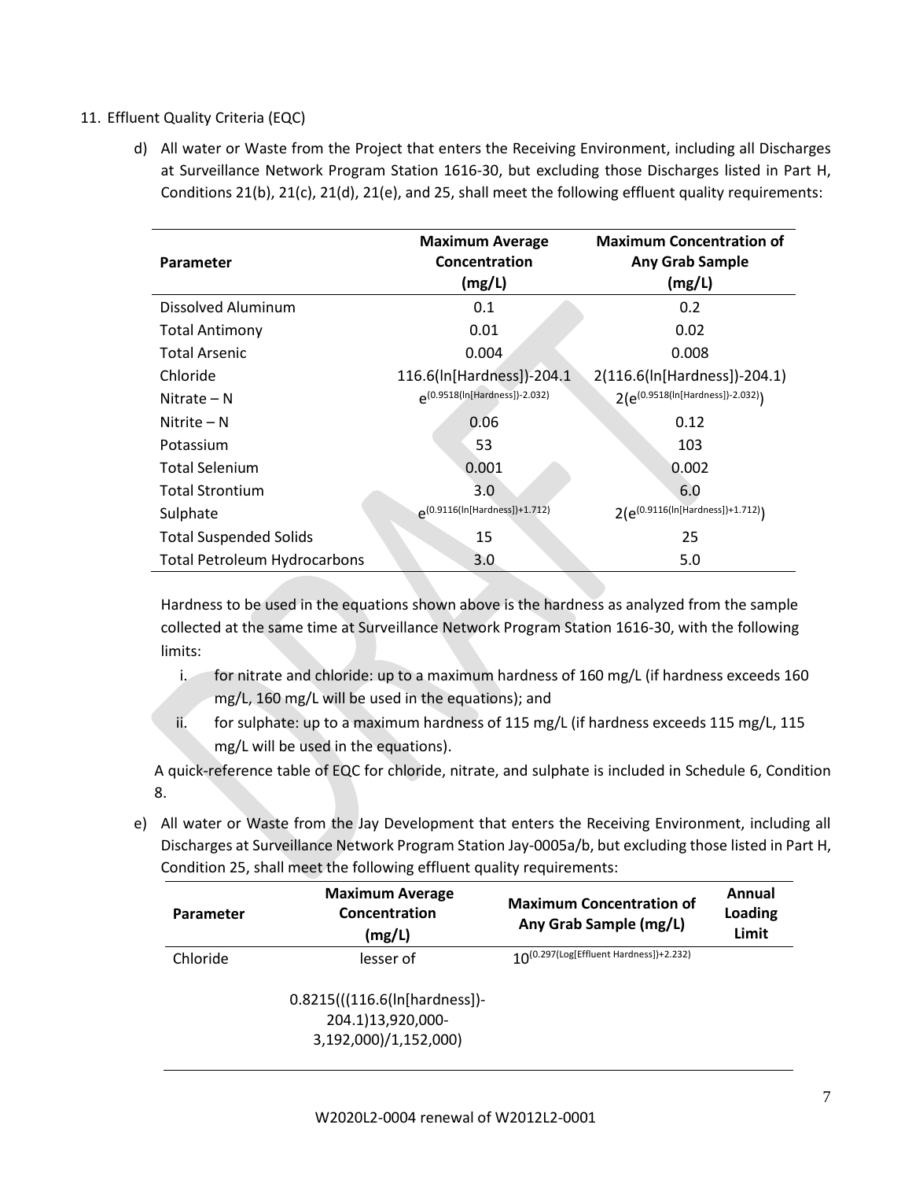11. Effluent Quality Criteria (EQC)

   d) All water or Waste from the Project that enters the Receiving Environment, including all Discharges at Surveillance Network Program Station 1616-30, but excluding those Discharges listed in Part H, Conditions 21(b), 21(c), 21(d), 21(e), and 25, shall meet the following effluent quality requirements:

| Parameter | Maximum Average Concentration (mg/L) | Maximum Concentration of Any Grab Sample (mg/L) |
|---|---|---|
| Dissolved Aluminum | 0.1 | 0.2 |
| Total Antimony | 0.01 | 0.02 |
| Total Arsenic | 0.004 | 0.008 |
| Chloride | 116.6(ln[Hardness])-204.1 | 2(116.6(ln[Hardness])-204.1) |
| Nitrate – N | $e^{(0.9518(\ln[Hardness])-2.032)}$ | $2(e^{(0.9518(\ln[Hardness])-2.032)})$ |
| Nitrite – N | 0.06 | 0.12 |
| Potassium | 53 | 103 |
| Total Selenium | 0.001 | 0.002 |
| Total Strontium | 3.0 | 6.0 |
| Sulphate | $e^{(0.9116(\ln[Hardness])+1.712)}$ | $2(e^{(0.9116(\ln[Hardness])+1.712)})$ |
| Total Suspended Solids | 15 | 25 |
| Total Petroleum Hydrocarbons | 3.0 | 5.0 |

   Hardness to be used in the equations shown above is the hardness as analyzed from the sample collected at the same time at Surveillance Network Program Station 1616-30, with the following limits:

   i. for nitrate and chloride: up to a maximum hardness of 160 mg/L (if hardness exceeds 160 mg/L, 160 mg/L will be used in the equations); and
   ii. for sulphate: up to a maximum hardness of 115 mg/L (if hardness exceeds 115 mg/L, 115 mg/L will be used in the equations).

   A quick-reference table of EQC for chloride, nitrate, and sulphate is included in Schedule 6, Condition 8.

   e) All water or Waste from the Jay Development that enters the Receiving Environment, including all Discharges at Surveillance Network Program Station Jay-0005a/b, but excluding those listed in Part H, Condition 25, shall meet the following effluent quality requirements:

| Parameter | Maximum Average Concentration (mg/L) | Maximum Concentration of Any Grab Sample (mg/L) | Annual Loading Limit |
|---|---|---|---|
| Chloride | lesser of<br><br>0.8215(((116.6(ln[hardness])-204.1)13,920,000-3,192,000)/1,152,000) | $10^{(0.297(\text{Log}[\text{Effluent Hardness}])+2.232)}$ | |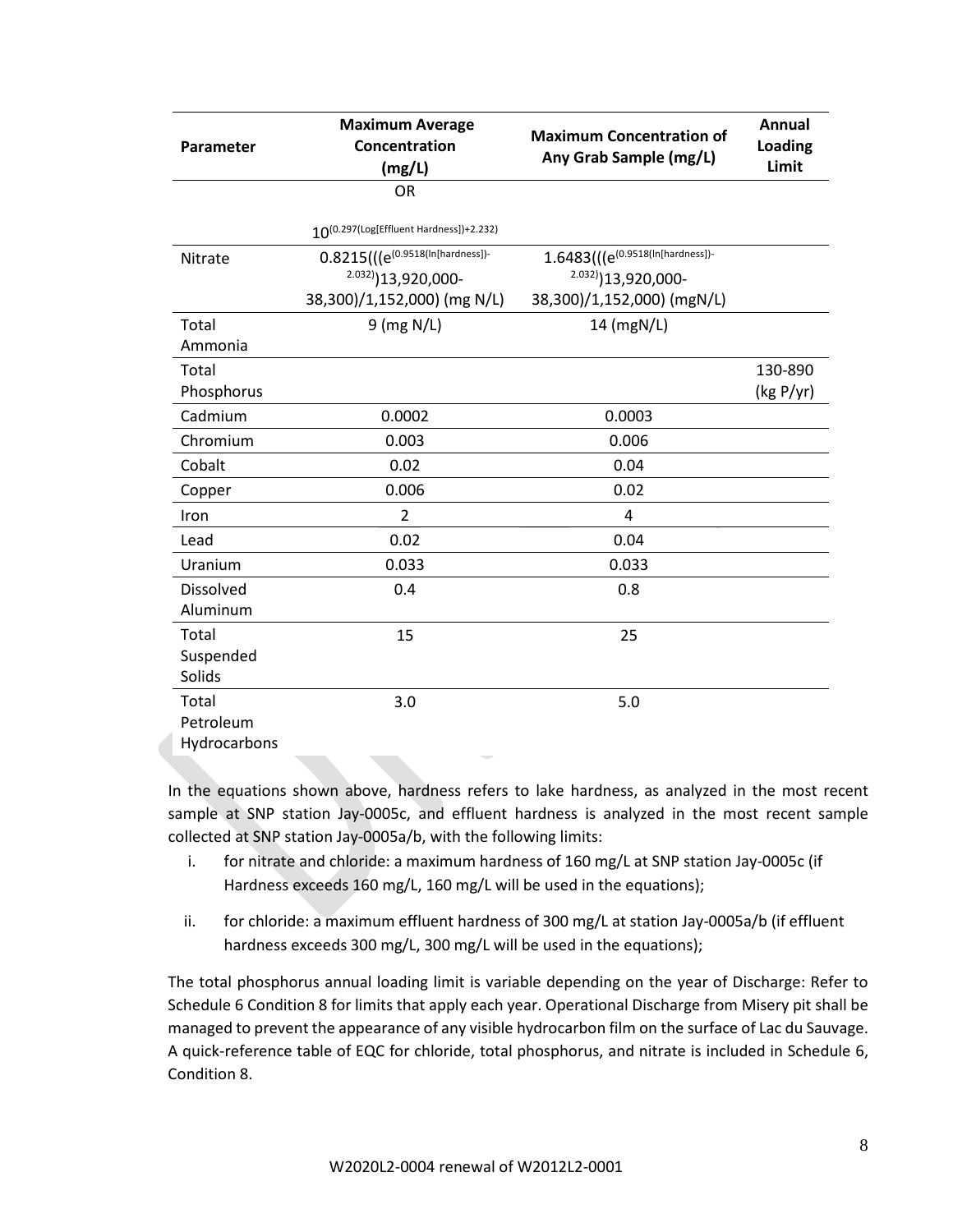| Parameter | Maximum Average Concentration (mg/L) | Maximum Concentration of Any Grab Sample (mg/L) | Annual Loading Limit |
|---|---|---|---|
| | OR<br><br>$10^{(0.297(\text{Log[Effluent Hardness]})+2.232)}$ | | |
| Nitrate | $0.8215(((e^{(0.9518(\ln[\text{hardness}])-2.032)})13{,}920{,}000-38{,}300)/1{,}152{,}000)$ (mg N/L) | $1.6483(((e^{(0.9518(\ln[\text{hardness}])-2.032)})13{,}920{,}000-38{,}300)/1{,}152{,}000)$ (mgN/L) | |
| Total Ammonia | 9 (mg N/L) | 14 (mgN/L) | |
| Total Phosphorus | | | 130-890 (kg P/yr) |
| Cadmium | 0.0002 | 0.0003 | |
| Chromium | 0.003 | 0.006 | |
| Cobalt | 0.02 | 0.04 | |
| Copper | 0.006 | 0.02 | |
| Iron | 2 | 4 | |
| Lead | 0.02 | 0.04 | |
| Uranium | 0.033 | 0.033 | |
| Dissolved Aluminum | 0.4 | 0.8 | |
| Total Suspended Solids | 15 | 25 | |
| Total Petroleum Hydrocarbons | 3.0 | 5.0 | |

In the equations shown above, hardness refers to lake hardness, as analyzed in the most recent sample at SNP station Jay-0005c, and effluent hardness is analyzed in the most recent sample collected at SNP station Jay-0005a/b, with the following limits:

i. for nitrate and chloride: a maximum hardness of 160 mg/L at SNP station Jay-0005c (if Hardness exceeds 160 mg/L, 160 mg/L will be used in the equations);

ii. for chloride: a maximum effluent hardness of 300 mg/L at station Jay-0005a/b (if effluent hardness exceeds 300 mg/L, 300 mg/L will be used in the equations);

The total phosphorus annual loading limit is variable depending on the year of Discharge: Refer to Schedule 6 Condition 8 for limits that apply each year. Operational Discharge from Misery pit shall be managed to prevent the appearance of any visible hydrocarbon film on the surface of Lac du Sauvage. A quick-reference table of EQC for chloride, total phosphorus, and nitrate is included in Schedule 6, Condition 8.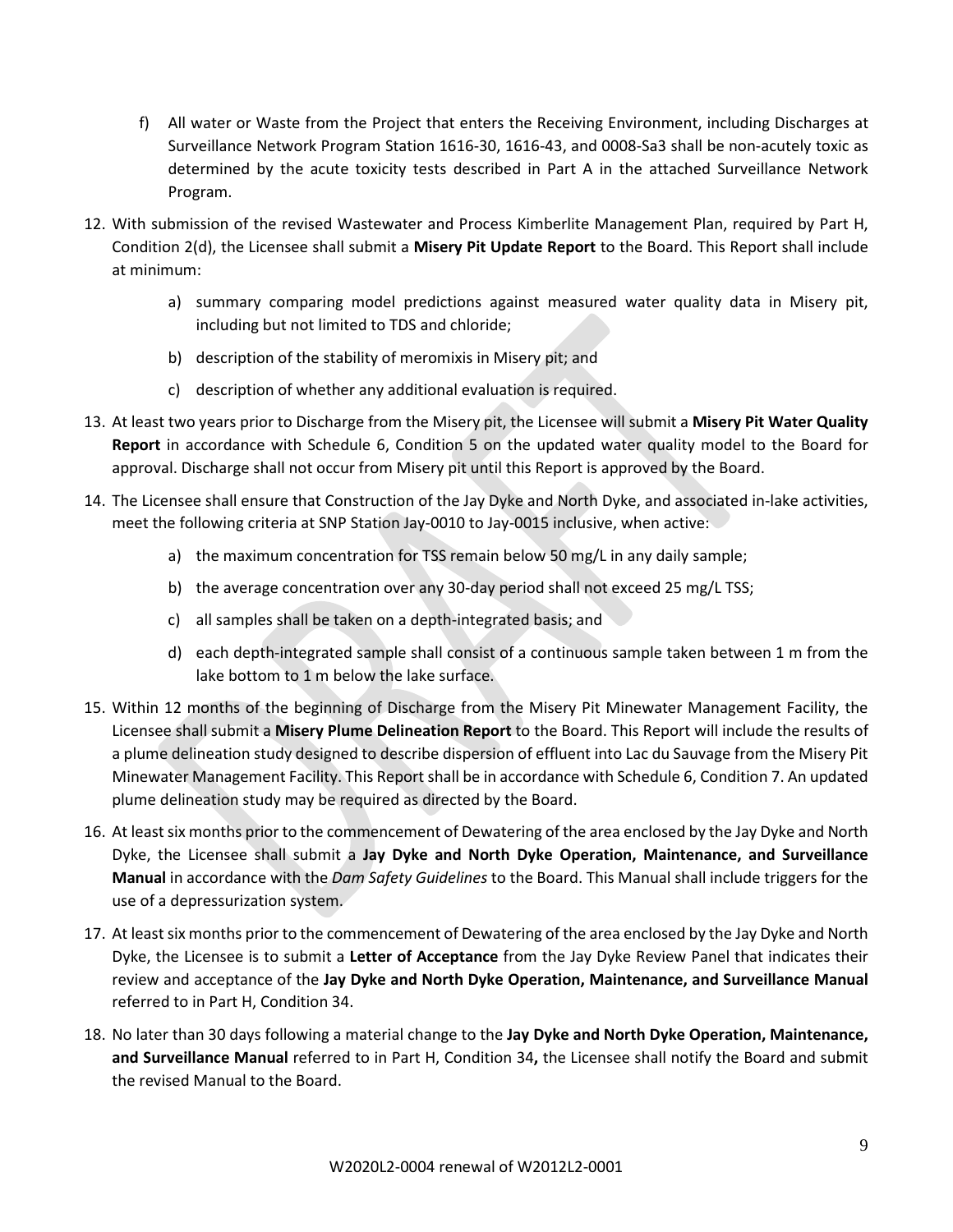f) All water or Waste from the Project that enters the Receiving Environment, including Discharges at Surveillance Network Program Station 1616-30, 1616-43, and 0008-Sa3 shall be non-acutely toxic as determined by the acute toxicity tests described in Part A in the attached Surveillance Network Program.

12. With submission of the revised Wastewater and Process Kimberlite Management Plan, required by Part H, Condition 2(d), the Licensee shall submit a **Misery Pit Update Report** to the Board. This Report shall include at minimum:

    a) summary comparing model predictions against measured water quality data in Misery pit, including but not limited to TDS and chloride;

    b) description of the stability of meromixis in Misery pit; and

    c) description of whether any additional evaluation is required.

13. At least two years prior to Discharge from the Misery pit, the Licensee will submit a **Misery Pit Water Quality Report** in accordance with Schedule 6, Condition 5 on the updated water quality model to the Board for approval. Discharge shall not occur from Misery pit until this Report is approved by the Board.

14. The Licensee shall ensure that Construction of the Jay Dyke and North Dyke, and associated in-lake activities, meet the following criteria at SNP Station Jay-0010 to Jay-0015 inclusive, when active:

    a) the maximum concentration for TSS remain below 50 mg/L in any daily sample;

    b) the average concentration over any 30-day period shall not exceed 25 mg/L TSS;

    c) all samples shall be taken on a depth-integrated basis; and

    d) each depth-integrated sample shall consist of a continuous sample taken between 1 m from the lake bottom to 1 m below the lake surface.

15. Within 12 months of the beginning of Discharge from the Misery Pit Minewater Management Facility, the Licensee shall submit a **Misery Plume Delineation Report** to the Board. This Report will include the results of a plume delineation study designed to describe dispersion of effluent into Lac du Sauvage from the Misery Pit Minewater Management Facility. This Report shall be in accordance with Schedule 6, Condition 7. An updated plume delineation study may be required as directed by the Board.

16. At least six months prior to the commencement of Dewatering of the area enclosed by the Jay Dyke and North Dyke, the Licensee shall submit a **Jay Dyke and North Dyke Operation, Maintenance, and Surveillance Manual** in accordance with the *Dam Safety Guidelines* to the Board. This Manual shall include triggers for the use of a depressurization system.

17. At least six months prior to the commencement of Dewatering of the area enclosed by the Jay Dyke and North Dyke, the Licensee is to submit a **Letter of Acceptance** from the Jay Dyke Review Panel that indicates their review and acceptance of the **Jay Dyke and North Dyke Operation, Maintenance, and Surveillance Manual** referred to in Part H, Condition 34.

18. No later than 30 days following a material change to the **Jay Dyke and North Dyke Operation, Maintenance, and Surveillance Manual** referred to in Part H, Condition 34**,** the Licensee shall notify the Board and submit the revised Manual to the Board.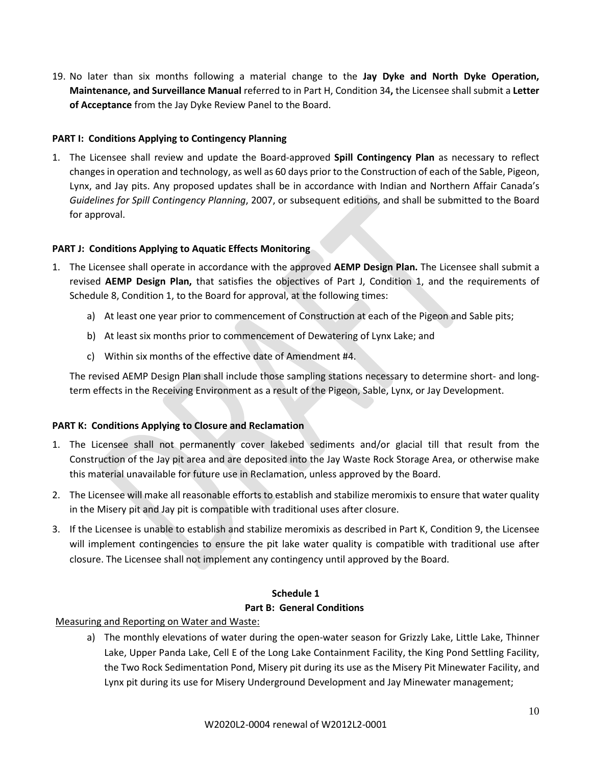19. No later than six months following a material change to the **Jay Dyke and North Dyke Operation, Maintenance, and Surveillance Manual** referred to in Part H, Condition 34**,** the Licensee shall submit a **Letter of Acceptance** from the Jay Dyke Review Panel to the Board.

**PART I: Conditions Applying to Contingency Planning**

1. The Licensee shall review and update the Board-approved **Spill Contingency Plan** as necessary to reflect changes in operation and technology, as well as 60 days prior to the Construction of each of the Sable, Pigeon, Lynx, and Jay pits. Any proposed updates shall be in accordance with Indian and Northern Affair Canada's *Guidelines for Spill Contingency Planning*, 2007, or subsequent editions, and shall be submitted to the Board for approval.

**PART J: Conditions Applying to Aquatic Effects Monitoring**

1. The Licensee shall operate in accordance with the approved **AEMP Design Plan.** The Licensee shall submit a revised **AEMP Design Plan,** that satisfies the objectives of Part J, Condition 1, and the requirements of Schedule 8, Condition 1, to the Board for approval, at the following times:
   a) At least one year prior to commencement of Construction at each of the Pigeon and Sable pits;
   b) At least six months prior to commencement of Dewatering of Lynx Lake; and
   c) Within six months of the effective date of Amendment #4.

   The revised AEMP Design Plan shall include those sampling stations necessary to determine short- and long-term effects in the Receiving Environment as a result of the Pigeon, Sable, Lynx, or Jay Development.

**PART K: Conditions Applying to Closure and Reclamation**

1. The Licensee shall not permanently cover lakebed sediments and/or glacial till that result from the Construction of the Jay pit area and are deposited into the Jay Waste Rock Storage Area, or otherwise make this material unavailable for future use in Reclamation, unless approved by the Board.
2. The Licensee will make all reasonable efforts to establish and stabilize meromixis to ensure that water quality in the Misery pit and Jay pit is compatible with traditional uses after closure.
3. If the Licensee is unable to establish and stabilize meromixis as described in Part K, Condition 9, the Licensee will implement contingencies to ensure the pit lake water quality is compatible with traditional use after closure. The Licensee shall not implement any contingency until approved by the Board.

**Schedule 1**

**Part B: General Conditions**

Measuring and Reporting on Water and Waste:

a) The monthly elevations of water during the open-water season for Grizzly Lake, Little Lake, Thinner Lake, Upper Panda Lake, Cell E of the Long Lake Containment Facility, the King Pond Settling Facility, the Two Rock Sedimentation Pond, Misery pit during its use as the Misery Pit Minewater Facility, and Lynx pit during its use for Misery Underground Development and Jay Minewater management;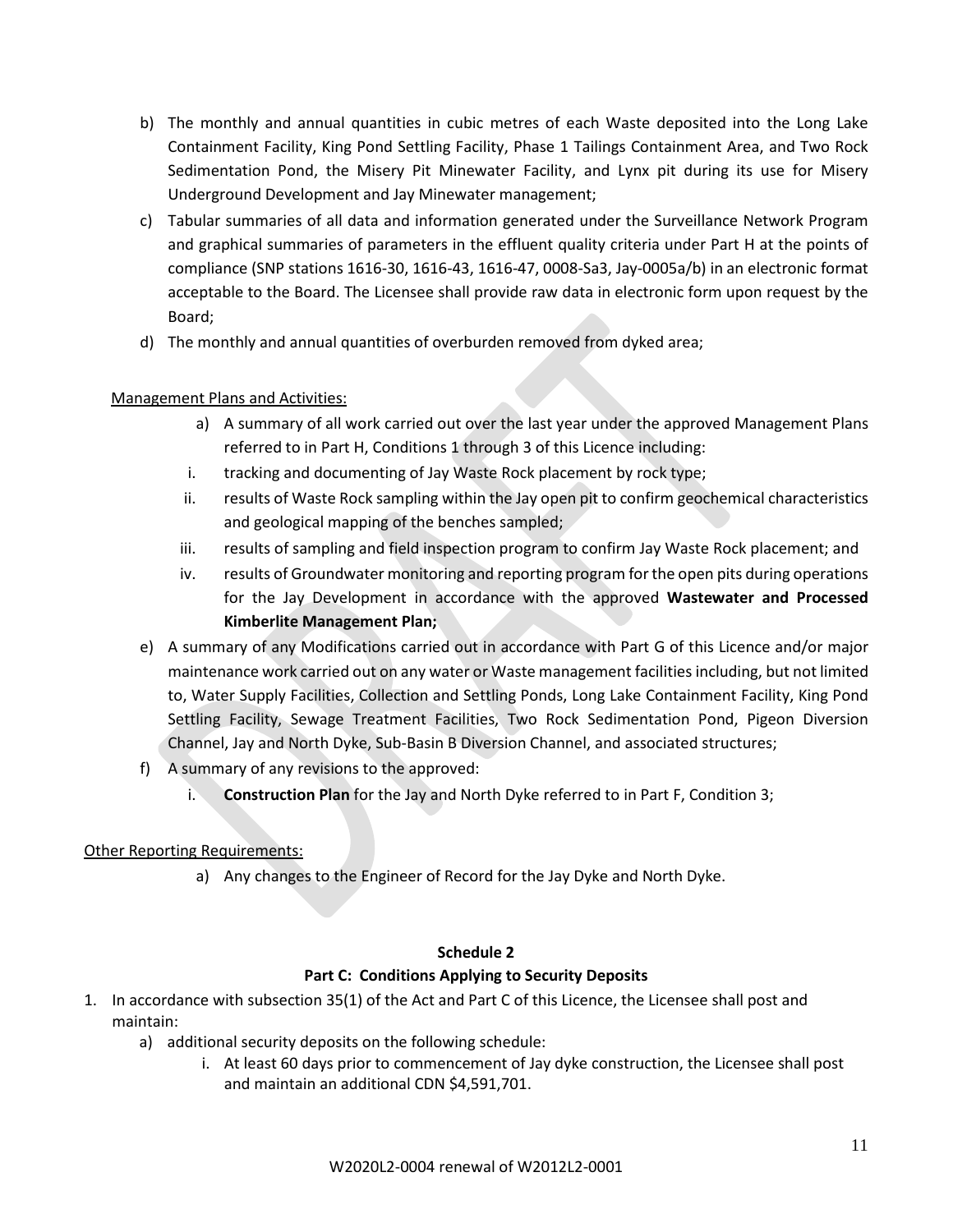b) The monthly and annual quantities in cubic metres of each Waste deposited into the Long Lake Containment Facility, King Pond Settling Facility, Phase 1 Tailings Containment Area, and Two Rock Sedimentation Pond, the Misery Pit Minewater Facility, and Lynx pit during its use for Misery Underground Development and Jay Minewater management;

c) Tabular summaries of all data and information generated under the Surveillance Network Program and graphical summaries of parameters in the effluent quality criteria under Part H at the points of compliance (SNP stations 1616-30, 1616-43, 1616-47, 0008-Sa3, Jay-0005a/b) in an electronic format acceptable to the Board. The Licensee shall provide raw data in electronic form upon request by the Board;

d) The monthly and annual quantities of overburden removed from dyked area;

<u>Management Plans and Activities:</u>

a) A summary of all work carried out over the last year under the approved Management Plans referred to in Part H, Conditions 1 through 3 of this Licence including:

   i. tracking and documenting of Jay Waste Rock placement by rock type;

   ii. results of Waste Rock sampling within the Jay open pit to confirm geochemical characteristics and geological mapping of the benches sampled;

   iii. results of sampling and field inspection program to confirm Jay Waste Rock placement; and

   iv. results of Groundwater monitoring and reporting program for the open pits during operations for the Jay Development in accordance with the approved **Wastewater and Processed Kimberlite Management Plan;**

e) A summary of any Modifications carried out in accordance with Part G of this Licence and/or major maintenance work carried out on any water or Waste management facilities including, but not limited to, Water Supply Facilities, Collection and Settling Ponds, Long Lake Containment Facility, King Pond Settling Facility, Sewage Treatment Facilities, Two Rock Sedimentation Pond, Pigeon Diversion Channel, Jay and North Dyke, Sub-Basin B Diversion Channel, and associated structures;

f) A summary of any revisions to the approved:

   i. **Construction Plan** for the Jay and North Dyke referred to in Part F, Condition 3;

<u>Other Reporting Requirements:</u>

a) Any changes to the Engineer of Record for the Jay Dyke and North Dyke.

**Schedule 2**

**Part C: Conditions Applying to Security Deposits**

1. In accordance with subsection 35(1) of the Act and Part C of this Licence, the Licensee shall post and maintain:

   a) additional security deposits on the following schedule:

      i. At least 60 days prior to commencement of Jay dyke construction, the Licensee shall post and maintain an additional CDN $4,591,701.

W2020L2-0004 renewal of W2012L2-0001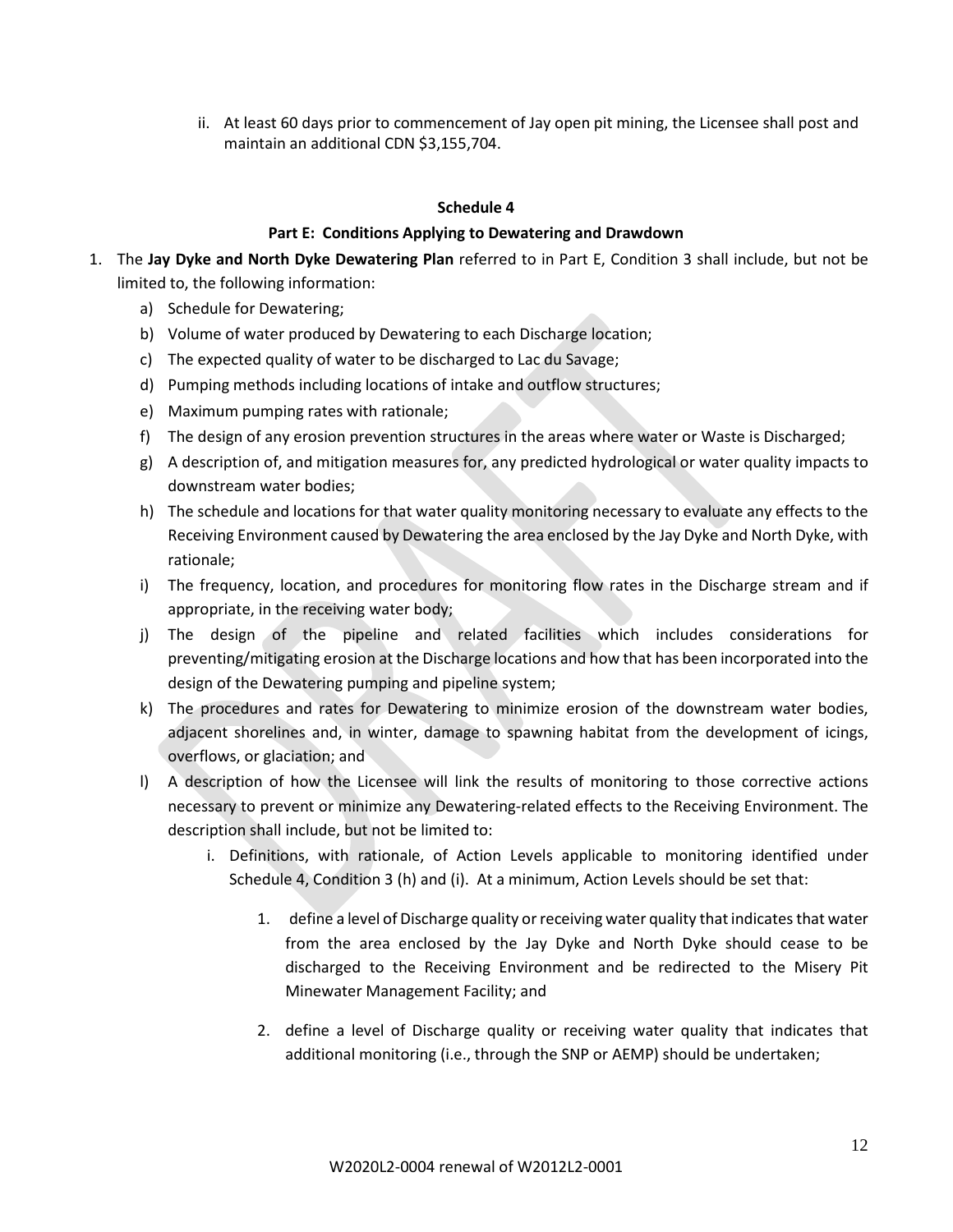ii. At least 60 days prior to commencement of Jay open pit mining, the Licensee shall post and maintain an additional CDN $3,155,704.

**Schedule 4**

**Part E: Conditions Applying to Dewatering and Drawdown**

1. The **Jay Dyke and North Dyke Dewatering Plan** referred to in Part E, Condition 3 shall include, but not be limited to, the following information:
   a) Schedule for Dewatering;
   b) Volume of water produced by Dewatering to each Discharge location;
   c) The expected quality of water to be discharged to Lac du Savage;
   d) Pumping methods including locations of intake and outflow structures;
   e) Maximum pumping rates with rationale;
   f) The design of any erosion prevention structures in the areas where water or Waste is Discharged;
   g) A description of, and mitigation measures for, any predicted hydrological or water quality impacts to downstream water bodies;
   h) The schedule and locations for that water quality monitoring necessary to evaluate any effects to the Receiving Environment caused by Dewatering the area enclosed by the Jay Dyke and North Dyke, with rationale;
   i) The frequency, location, and procedures for monitoring flow rates in the Discharge stream and if appropriate, in the receiving water body;
   j) The design of the pipeline and related facilities which includes considerations for preventing/mitigating erosion at the Discharge locations and how that has been incorporated into the design of the Dewatering pumping and pipeline system;
   k) The procedures and rates for Dewatering to minimize erosion of the downstream water bodies, adjacent shorelines and, in winter, damage to spawning habitat from the development of icings, overflows, or glaciation; and
   l) A description of how the Licensee will link the results of monitoring to those corrective actions necessary to prevent or minimize any Dewatering-related effects to the Receiving Environment. The description shall include, but not be limited to:
      i. Definitions, with rationale, of Action Levels applicable to monitoring identified under Schedule 4, Condition 3 (h) and (i). At a minimum, Action Levels should be set that:
         1. define a level of Discharge quality or receiving water quality that indicates that water from the area enclosed by the Jay Dyke and North Dyke should cease to be discharged to the Receiving Environment and be redirected to the Misery Pit Minewater Management Facility; and
         2. define a level of Discharge quality or receiving water quality that indicates that additional monitoring (i.e., through the SNP or AEMP) should be undertaken;

W2020L2-0004 renewal of W2012L2-0001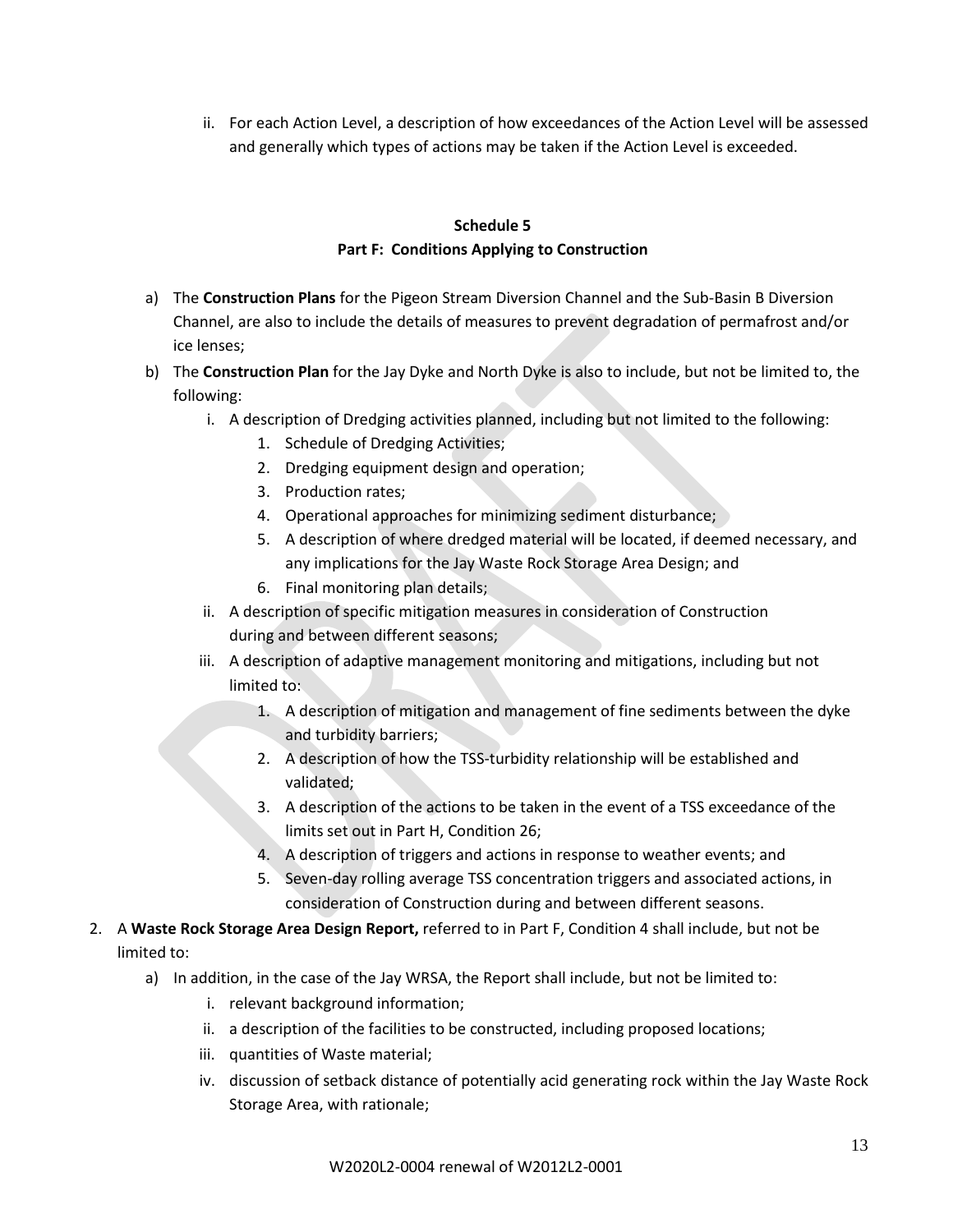ii. For each Action Level, a description of how exceedances of the Action Level will be assessed and generally which types of actions may be taken if the Action Level is exceeded.

## Schedule 5
## Part F: Conditions Applying to Construction

a) The **Construction Plans** for the Pigeon Stream Diversion Channel and the Sub-Basin B Diversion Channel, are also to include the details of measures to prevent degradation of permafrost and/or ice lenses;

b) The **Construction Plan** for the Jay Dyke and North Dyke is also to include, but not be limited to, the following:

   i. A description of Dredging activities planned, including but not limited to the following:
      1. Schedule of Dredging Activities;
      2. Dredging equipment design and operation;
      3. Production rates;
      4. Operational approaches for minimizing sediment disturbance;
      5. A description of where dredged material will be located, if deemed necessary, and any implications for the Jay Waste Rock Storage Area Design; and
      6. Final monitoring plan details;

   ii. A description of specific mitigation measures in consideration of Construction during and between different seasons;

   iii. A description of adaptive management monitoring and mitigations, including but not limited to:
      1. A description of mitigation and management of fine sediments between the dyke and turbidity barriers;
      2. A description of how the TSS-turbidity relationship will be established and validated;
      3. A description of the actions to be taken in the event of a TSS exceedance of the limits set out in Part H, Condition 26;
      4. A description of triggers and actions in response to weather events; and
      5. Seven-day rolling average TSS concentration triggers and associated actions, in consideration of Construction during and between different seasons.

2. A **Waste Rock Storage Area Design Report,** referred to in Part F, Condition 4 shall include, but not be limited to:

   a) In addition, in the case of the Jay WRSA, the Report shall include, but not be limited to:
      i. relevant background information;
      ii. a description of the facilities to be constructed, including proposed locations;
      iii. quantities of Waste material;
      iv. discussion of setback distance of potentially acid generating rock within the Jay Waste Rock Storage Area, with rationale;

W2020L2-0004 renewal of W2012L2-0001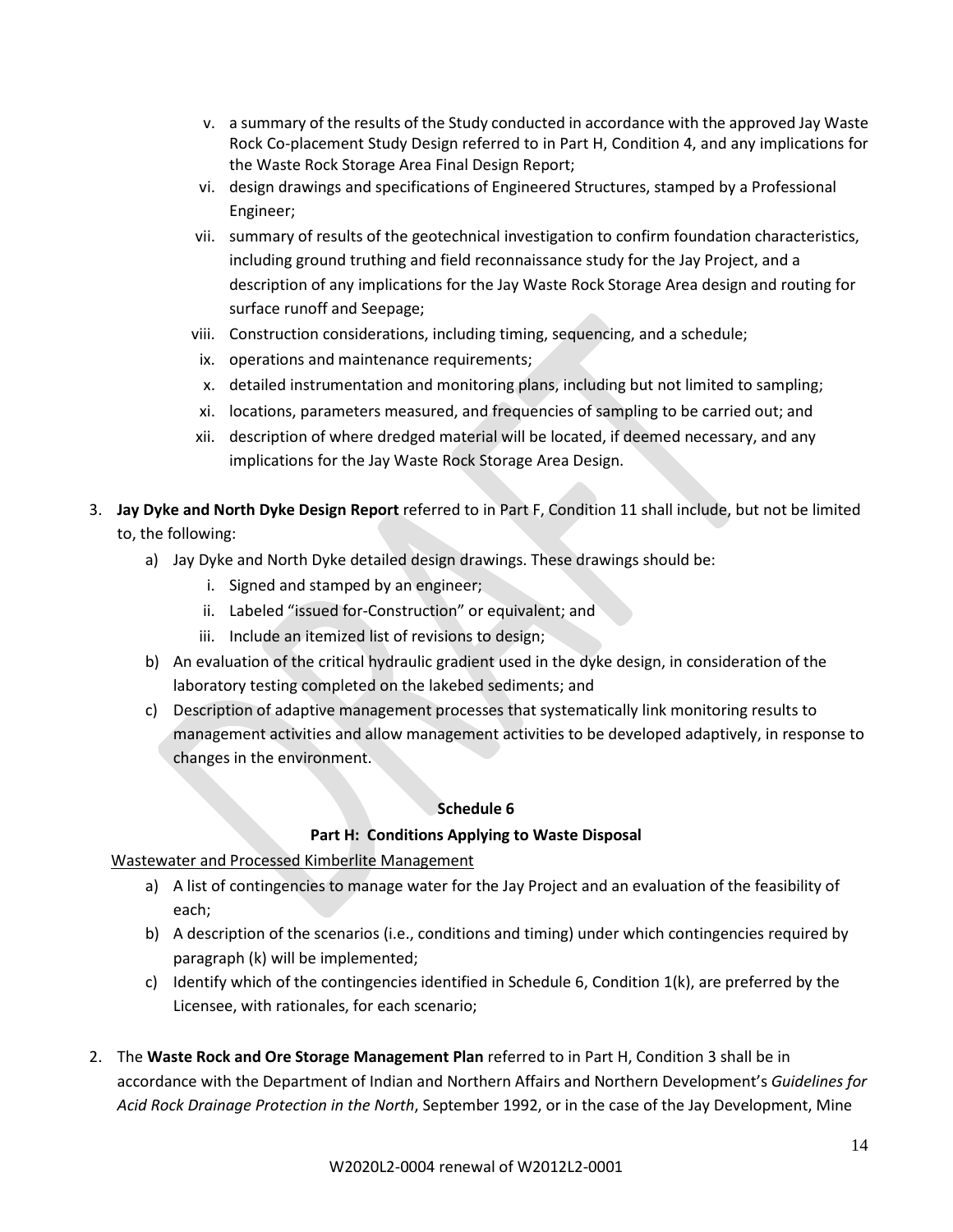v. a summary of the results of the Study conducted in accordance with the approved Jay Waste Rock Co-placement Study Design referred to in Part H, Condition 4, and any implications for the Waste Rock Storage Area Final Design Report;
vi. design drawings and specifications of Engineered Structures, stamped by a Professional Engineer;
vii. summary of results of the geotechnical investigation to confirm foundation characteristics, including ground truthing and field reconnaissance study for the Jay Project, and a description of any implications for the Jay Waste Rock Storage Area design and routing for surface runoff and Seepage;
viii. Construction considerations, including timing, sequencing, and a schedule;
ix. operations and maintenance requirements;
x. detailed instrumentation and monitoring plans, including but not limited to sampling;
xi. locations, parameters measured, and frequencies of sampling to be carried out; and
xii. description of where dredged material will be located, if deemed necessary, and any implications for the Jay Waste Rock Storage Area Design.

3. **Jay Dyke and North Dyke Design Report** referred to in Part F, Condition 11 shall include, but not be limited to, the following:
   a) Jay Dyke and North Dyke detailed design drawings. These drawings should be:
      i. Signed and stamped by an engineer;
      ii. Labeled "issued for-Construction" or equivalent; and
      iii. Include an itemized list of revisions to design;
   b) An evaluation of the critical hydraulic gradient used in the dyke design, in consideration of the laboratory testing completed on the lakebed sediments; and
   c) Description of adaptive management processes that systematically link monitoring results to management activities and allow management activities to be developed adaptively, in response to changes in the environment.

**Schedule 6**

**Part H: Conditions Applying to Waste Disposal**

Wastewater and Processed Kimberlite Management

a) A list of contingencies to manage water for the Jay Project and an evaluation of the feasibility of each;
b) A description of the scenarios (i.e., conditions and timing) under which contingencies required by paragraph (k) will be implemented;
c) Identify which of the contingencies identified in Schedule 6, Condition 1(k), are preferred by the Licensee, with rationales, for each scenario;

2. The **Waste Rock and Ore Storage Management Plan** referred to in Part H, Condition 3 shall be in accordance with the Department of Indian and Northern Affairs and Northern Development's *Guidelines for Acid Rock Drainage Protection in the North*, September 1992, or in the case of the Jay Development, Mine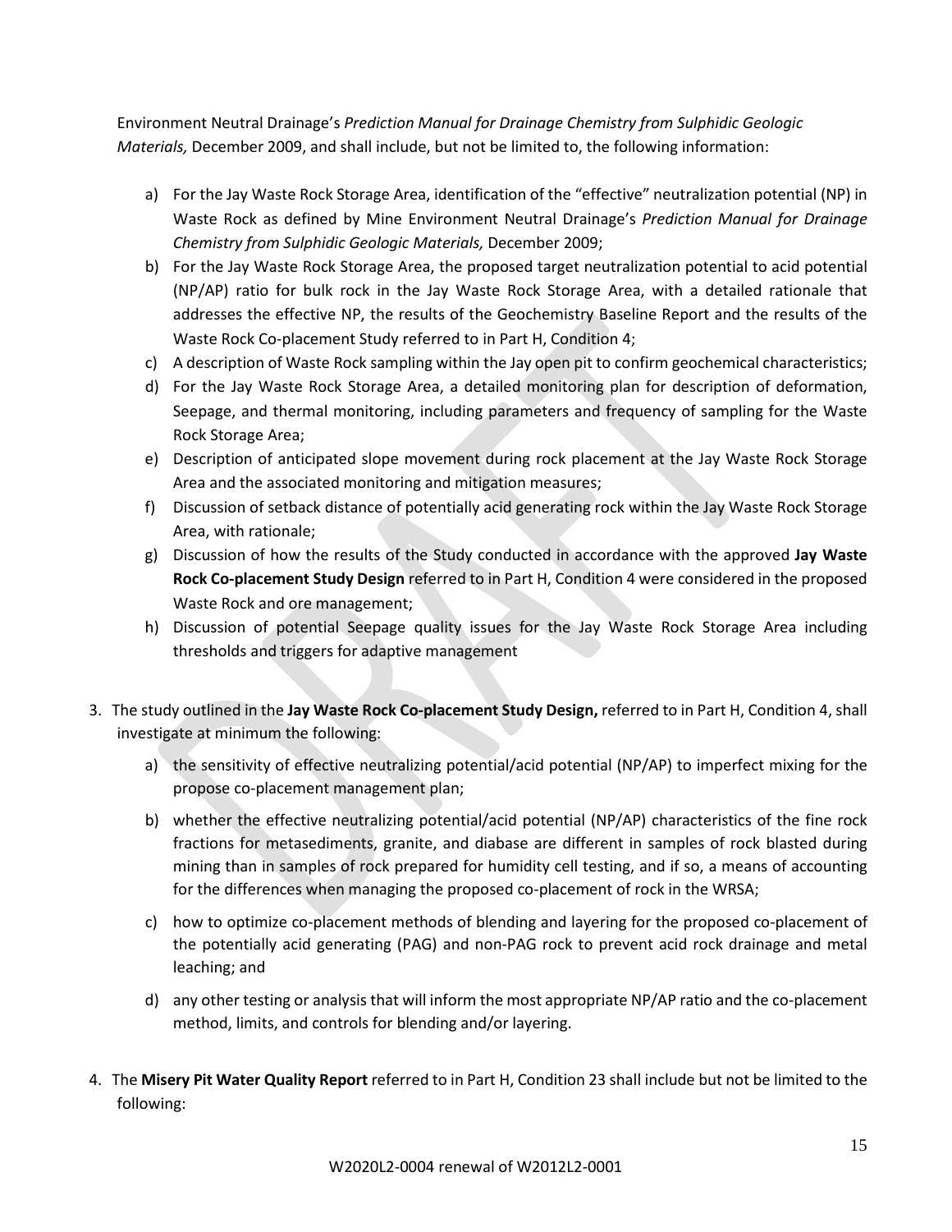Environment Neutral Drainage's *Prediction Manual for Drainage Chemistry from Sulphidic Geologic Materials,* December 2009, and shall include, but not be limited to, the following information:

a) For the Jay Waste Rock Storage Area, identification of the "effective" neutralization potential (NP) in Waste Rock as defined by Mine Environment Neutral Drainage's *Prediction Manual for Drainage Chemistry from Sulphidic Geologic Materials,* December 2009;

b) For the Jay Waste Rock Storage Area, the proposed target neutralization potential to acid potential (NP/AP) ratio for bulk rock in the Jay Waste Rock Storage Area, with a detailed rationale that addresses the effective NP, the results of the Geochemistry Baseline Report and the results of the Waste Rock Co-placement Study referred to in Part H, Condition 4;

c) A description of Waste Rock sampling within the Jay open pit to confirm geochemical characteristics;

d) For the Jay Waste Rock Storage Area, a detailed monitoring plan for description of deformation, Seepage, and thermal monitoring, including parameters and frequency of sampling for the Waste Rock Storage Area;

e) Description of anticipated slope movement during rock placement at the Jay Waste Rock Storage Area and the associated monitoring and mitigation measures;

f) Discussion of setback distance of potentially acid generating rock within the Jay Waste Rock Storage Area, with rationale;

g) Discussion of how the results of the Study conducted in accordance with the approved **Jay Waste Rock Co-placement Study Design** referred to in Part H, Condition 4 were considered in the proposed Waste Rock and ore management;

h) Discussion of potential Seepage quality issues for the Jay Waste Rock Storage Area including thresholds and triggers for adaptive management

3. The study outlined in the **Jay Waste Rock Co-placement Study Design,** referred to in Part H, Condition 4, shall investigate at minimum the following:

   a) the sensitivity of effective neutralizing potential/acid potential (NP/AP) to imperfect mixing for the propose co-placement management plan;

   b) whether the effective neutralizing potential/acid potential (NP/AP) characteristics of the fine rock fractions for metasediments, granite, and diabase are different in samples of rock blasted during mining than in samples of rock prepared for humidity cell testing, and if so, a means of accounting for the differences when managing the proposed co-placement of rock in the WRSA;

   c) how to optimize co-placement methods of blending and layering for the proposed co-placement of the potentially acid generating (PAG) and non-PAG rock to prevent acid rock drainage and metal leaching; and

   d) any other testing or analysis that will inform the most appropriate NP/AP ratio and the co-placement method, limits, and controls for blending and/or layering.

4. The **Misery Pit Water Quality Report** referred to in Part H, Condition 23 shall include but not be limited to the following: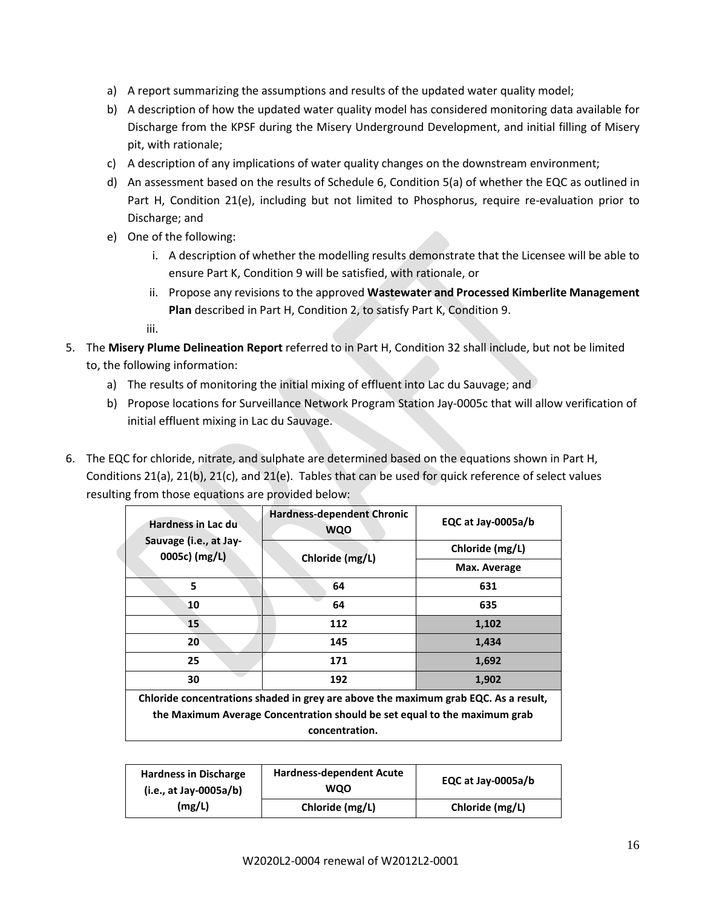a) A report summarizing the assumptions and results of the updated water quality model;
b) A description of how the updated water quality model has considered monitoring data available for Discharge from the KPSF during the Misery Underground Development, and initial filling of Misery pit, with rationale;
c) A description of any implications of water quality changes on the downstream environment;
d) An assessment based on the results of Schedule 6, Condition 5(a) of whether the EQC as outlined in Part H, Condition 21(e), including but not limited to Phosphorus, require re-evaluation prior to Discharge; and
e) One of the following:
   i. A description of whether the modelling results demonstrate that the Licensee will be able to ensure Part K, Condition 9 will be satisfied, with rationale, or
   ii. Propose any revisions to the approved **Wastewater and Processed Kimberlite Management Plan** described in Part H, Condition 2, to satisfy Part K, Condition 9.
   iii.

5. The **Misery Plume Delineation Report** referred to in Part H, Condition 32 shall include, but not be limited to, the following information:
   a) The results of monitoring the initial mixing of effluent into Lac du Sauvage; and
   b) Propose locations for Surveillance Network Program Station Jay-0005c that will allow verification of initial effluent mixing in Lac du Sauvage.

6. The EQC for chloride, nitrate, and sulphate are determined based on the equations shown in Part H, Conditions 21(a), 21(b), 21(c), and 21(e). Tables that can be used for quick reference of select values resulting from those equations are provided below:

| Hardness in Lac du Sauvage (i.e., at Jay-0005c) (mg/L) | Hardness-dependent Chronic WQO | EQC at Jay-0005a/b |
|---|---|---|
| | Chloride (mg/L) | Chloride (mg/L) |
| | | Max. Average |
| 5 | 64 | 631 |
| 10 | 64 | 635 |
| 15 | 112 | 1,102 |
| 20 | 145 | 1,434 |
| 25 | 171 | 1,692 |
| 30 | 192 | 1,902 |
| Chloride concentrations shaded in grey are above the maximum grab EQC. As a result, the Maximum Average Concentration should be set equal to the maximum grab concentration. | | |

| Hardness in Discharge (i.e., at Jay-0005a/b) (mg/L) | Hardness-dependent Acute WQO | EQC at Jay-0005a/b |
|---|---|---|
| | Chloride (mg/L) | Chloride (mg/L) |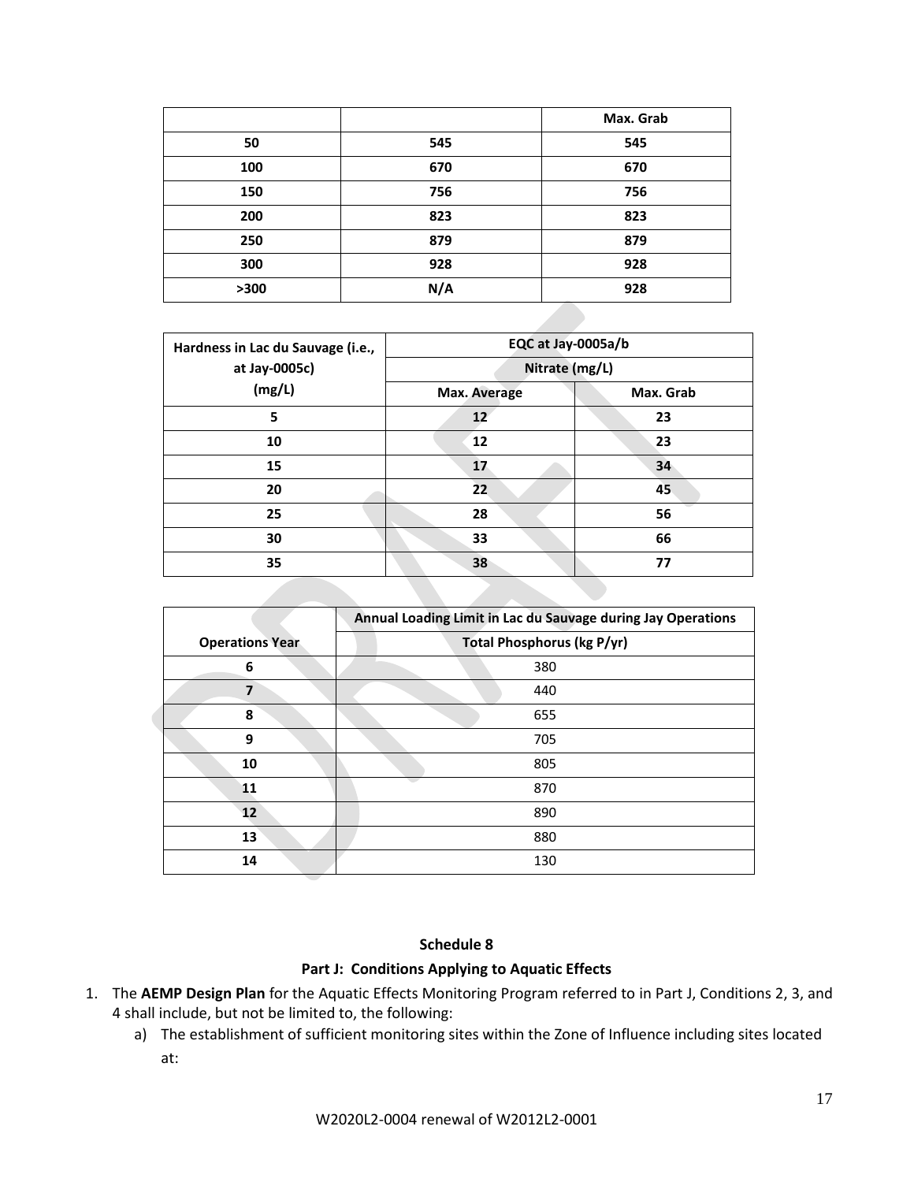| | | Max. Grab |
|---|---|---|
| 50 | 545 | 545 |
| 100 | 670 | 670 |
| 150 | 756 | 756 |
| 200 | 823 | 823 |
| 250 | 879 | 879 |
| 300 | 928 | 928 |
| >300 | N/A | 928 |

| Hardness in Lac du Sauvage (i.e., at Jay-0005c) (mg/L) | EQC at Jay-0005a/b | |
|---|---|---|
| | Nitrate (mg/L) | |
| | Max. Average | Max. Grab |
| 5 | 12 | 23 |
| 10 | 12 | 23 |
| 15 | 17 | 34 |
| 20 | 22 | 45 |
| 25 | 28 | 56 |
| 30 | 33 | 66 |
| 35 | 38 | 77 |

| | Annual Loading Limit in Lac du Sauvage during Jay Operations |
|---|---|
| Operations Year | Total Phosphorus (kg P/yr) |
| 6 | 380 |
| 7 | 440 |
| 8 | 655 |
| 9 | 705 |
| 10 | 805 |
| 11 | 870 |
| 12 | 890 |
| 13 | 880 |
| 14 | 130 |

## Schedule 8

### Part J: Conditions Applying to Aquatic Effects

1. The **AEMP Design Plan** for the Aquatic Effects Monitoring Program referred to in Part J, Conditions 2, 3, and 4 shall include, but not be limited to, the following:
   a) The establishment of sufficient monitoring sites within the Zone of Influence including sites located at:

W2020L2-0004 renewal of W2012L2-0001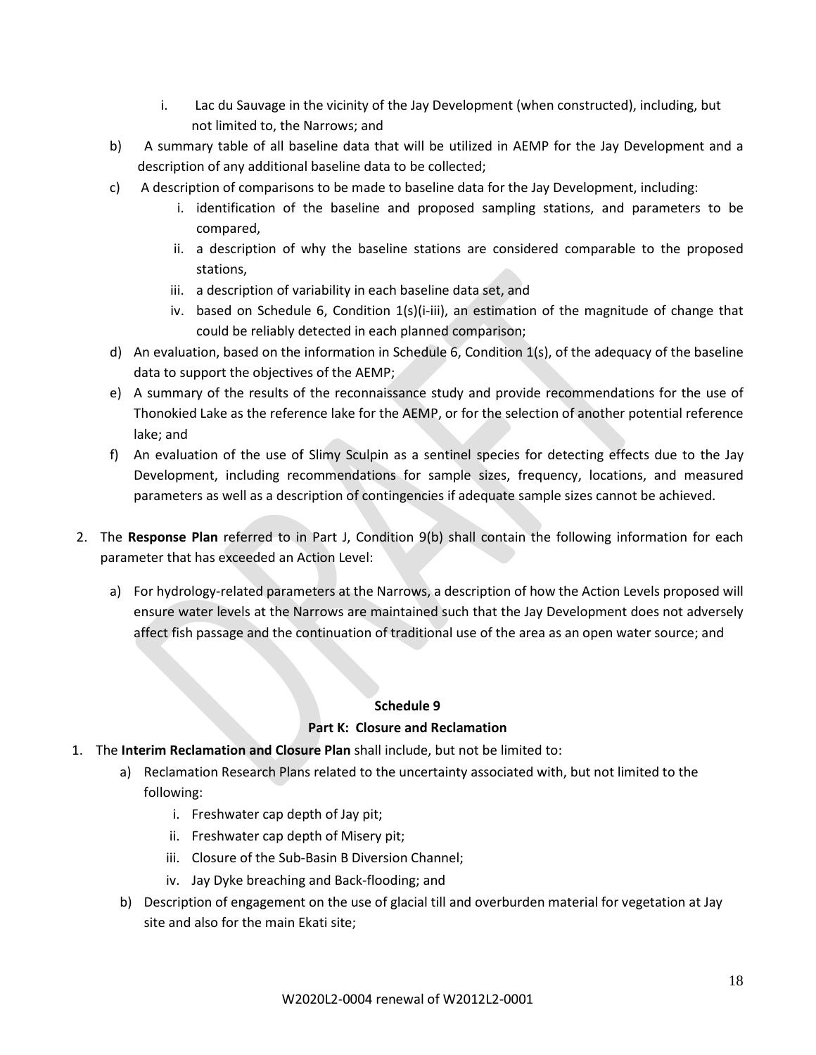- i. Lac du Sauvage in the vicinity of the Jay Development (when constructed), including, but not limited to, the Narrows; and

b) A summary table of all baseline data that will be utilized in AEMP for the Jay Development and a description of any additional baseline data to be collected;

c) A description of comparisons to be made to baseline data for the Jay Development, including:
   - i. identification of the baseline and proposed sampling stations, and parameters to be compared,
   - ii. a description of why the baseline stations are considered comparable to the proposed stations,
   - iii. a description of variability in each baseline data set, and
   - iv. based on Schedule 6, Condition 1(s)(i-iii), an estimation of the magnitude of change that could be reliably detected in each planned comparison;

d) An evaluation, based on the information in Schedule 6, Condition 1(s), of the adequacy of the baseline data to support the objectives of the AEMP;

e) A summary of the results of the reconnaissance study and provide recommendations for the use of Thonokied Lake as the reference lake for the AEMP, or for the selection of another potential reference lake; and

f) An evaluation of the use of Slimy Sculpin as a sentinel species for detecting effects due to the Jay Development, including recommendations for sample sizes, frequency, locations, and measured parameters as well as a description of contingencies if adequate sample sizes cannot be achieved.

2. The **Response Plan** referred to in Part J, Condition 9(b) shall contain the following information for each parameter that has exceeded an Action Level:

   a) For hydrology-related parameters at the Narrows, a description of how the Action Levels proposed will ensure water levels at the Narrows are maintained such that the Jay Development does not adversely affect fish passage and the continuation of traditional use of the area as an open water source; and

**Schedule 9**

**Part K: Closure and Reclamation**

1. The **Interim Reclamation and Closure Plan** shall include, but not be limited to:
   a) Reclamation Research Plans related to the uncertainty associated with, but not limited to the following:
      - i. Freshwater cap depth of Jay pit;
      - ii. Freshwater cap depth of Misery pit;
      - iii. Closure of the Sub-Basin B Diversion Channel;
      - iv. Jay Dyke breaching and Back-flooding; and
   b) Description of engagement on the use of glacial till and overburden material for vegetation at Jay site and also for the main Ekati site;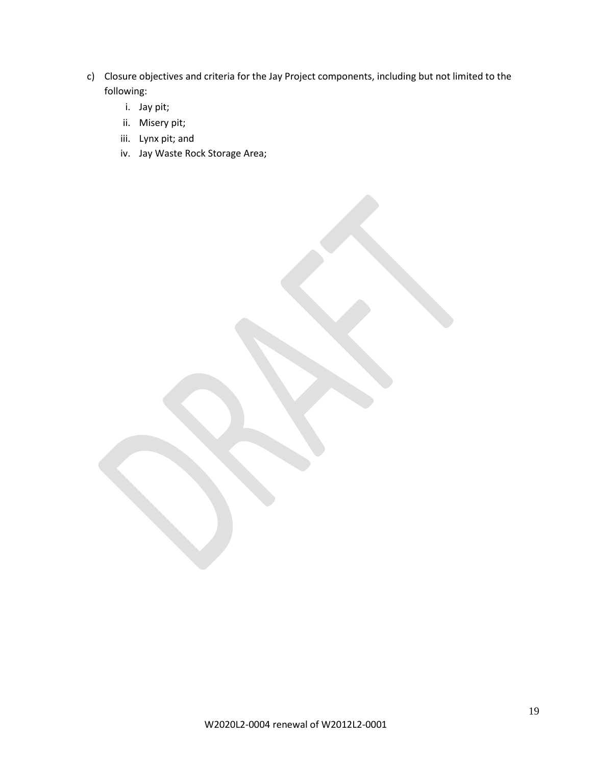c) Closure objectives and criteria for the Jay Project components, including but not limited to the following:
   i. Jay pit;
   ii. Misery pit;
   iii. Lynx pit; and
   iv. Jay Waste Rock Storage Area;